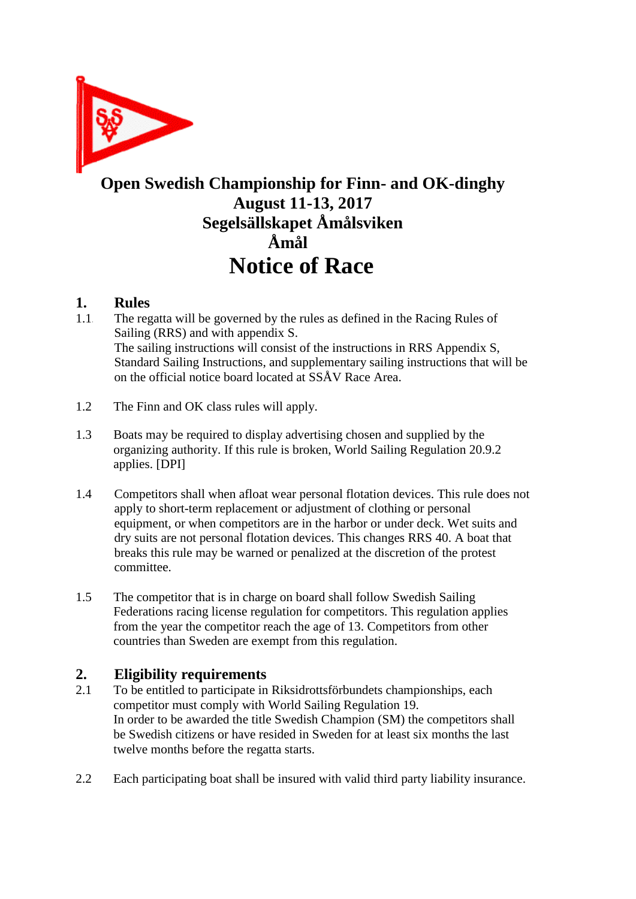# Open Swedish Championship for Finn- and OK-dinghy
# August 11-13, 2017
# Segelsällskapet Åmålsviken
# Åmål

# Notice of Race

## 1. Rules

1.1 The regatta will be governed by the rules as defined in the Racing Rules of Sailing (RRS) and with appendix S.
The sailing instructions will consist of the instructions in RRS Appendix S, Standard Sailing Instructions, and supplementary sailing instructions that will be on the official notice board located at SSÅV Race Area.

1.2 The Finn and OK class rules will apply.

1.3 Boats may be required to display advertising chosen and supplied by the organizing authority. If this rule is broken, World Sailing Regulation 20.9.2 applies. [DPI]

1.4 Competitors shall when afloat wear personal flotation devices. This rule does not apply to short-term replacement or adjustment of clothing or personal equipment, or when competitors are in the harbor or under deck. Wet suits and dry suits are not personal flotation devices. This changes RRS 40. A boat that breaks this rule may be warned or penalized at the discretion of the protest committee.

1.5 The competitor that is in charge on board shall follow Swedish Sailing Federations racing license regulation for competitors. This regulation applies from the year the competitor reach the age of 13. Competitors from other countries than Sweden are exempt from this regulation.

## 2. Eligibility requirements

2.1 To be entitled to participate in Riksidrottsförbundets championships, each competitor must comply with World Sailing Regulation 19.
In order to be awarded the title Swedish Champion (SM) the competitors shall be Swedish citizens or have resided in Sweden for at least six months the last twelve months before the regatta starts.

2.2 Each participating boat shall be insured with valid third party liability insurance.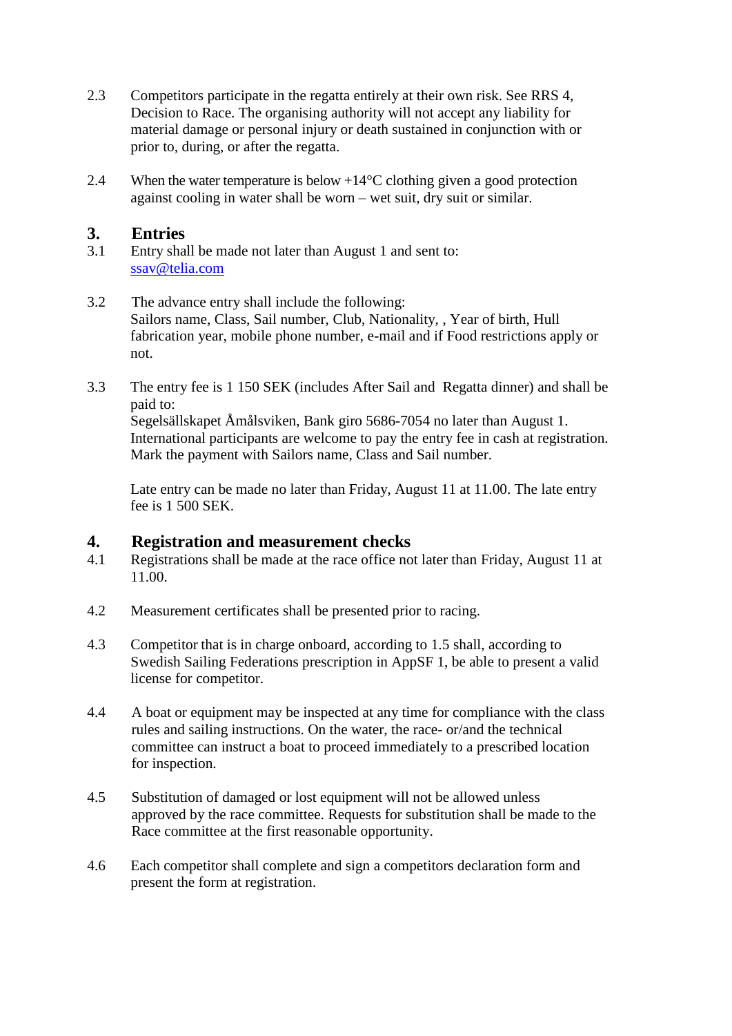2.3 Competitors participate in the regatta entirely at their own risk. See RRS 4, Decision to Race. The organising authority will not accept any liability for material damage or personal injury or death sustained in conjunction with or prior to, during, or after the regatta.

2.4 When the water temperature is below +14°C clothing given a good protection against cooling in water shall be worn – wet suit, dry suit or similar.

## 3. Entries

3.1 Entry shall be made not later than August 1 and sent to: [ssav@telia.com](mailto:ssav@telia.com)

3.2 The advance entry shall include the following: Sailors name, Class, Sail number, Club, Nationality, , Year of birth, Hull fabrication year, mobile phone number, e-mail and if Food restrictions apply or not.

3.3 The entry fee is 1 150 SEK (includes After Sail and Regatta dinner) and shall be paid to: Segelsällskapet Åmålsviken, Bank giro 5686-7054 no later than August 1. International participants are welcome to pay the entry fee in cash at registration. Mark the payment with Sailors name, Class and Sail number.

Late entry can be made no later than Friday, August 11 at 11.00. The late entry fee is 1 500 SEK.

## 4. Registration and measurement checks

4.1 Registrations shall be made at the race office not later than Friday, August 11 at 11.00.

4.2 Measurement certificates shall be presented prior to racing.

4.3 Competitor that is in charge onboard, according to 1.5 shall, according to Swedish Sailing Federations prescription in AppSF 1, be able to present a valid license for competitor.

4.4 A boat or equipment may be inspected at any time for compliance with the class rules and sailing instructions. On the water, the race- or/and the technical committee can instruct a boat to proceed immediately to a prescribed location for inspection.

4.5 Substitution of damaged or lost equipment will not be allowed unless approved by the race committee. Requests for substitution shall be made to the Race committee at the first reasonable opportunity.

4.6 Each competitor shall complete and sign a competitors declaration form and present the form at registration.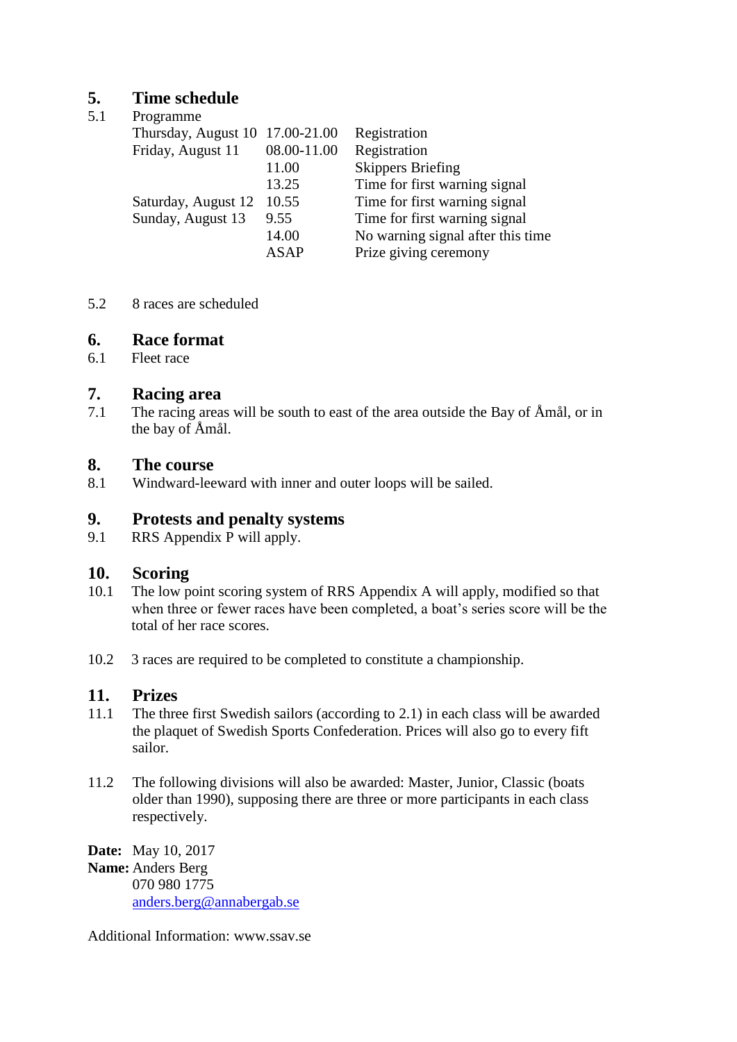## 5. Time schedule

5.1 Programme

| | | |
|---|---|---|
| Thursday, August 10 | 17.00-21.00 | Registration |
| Friday, August 11 | 08.00-11.00 | Registration |
| | 11.00 | Skippers Briefing |
| | 13.25 | Time for first warning signal |
| Saturday, August 12 | 10.55 | Time for first warning signal |
| Sunday, August 13 | 9.55 | Time for first warning signal |
| | 14.00 | No warning signal after this time |
| | ASAP | Prize giving ceremony |

5.2 8 races are scheduled

## 6. Race format

6.1 Fleet race

## 7. Racing area

7.1 The racing areas will be south to east of the area outside the Bay of Åmål, or in the bay of Åmål.

## 8. The course

8.1 Windward-leeward with inner and outer loops will be sailed.

## 9. Protests and penalty systems

9.1 RRS Appendix P will apply.

## 10. Scoring

10.1 The low point scoring system of RRS Appendix A will apply, modified so that when three or fewer races have been completed, a boat's series score will be the total of her race scores.

10.2 3 races are required to be completed to constitute a championship.

## 11. Prizes

11.1 The three first Swedish sailors (according to 2.1) in each class will be awarded the plaquet of Swedish Sports Confederation. Prices will also go to every fift sailor.

11.2 The following divisions will also be awarded: Master, Junior, Classic (boats older than 1990), supposing there are three or more participants in each class respectively.

**Date:** May 10, 2017
**Name:** Anders Berg
070 980 1775
anders.berg@annabergab.se

Additional Information: www.ssav.se